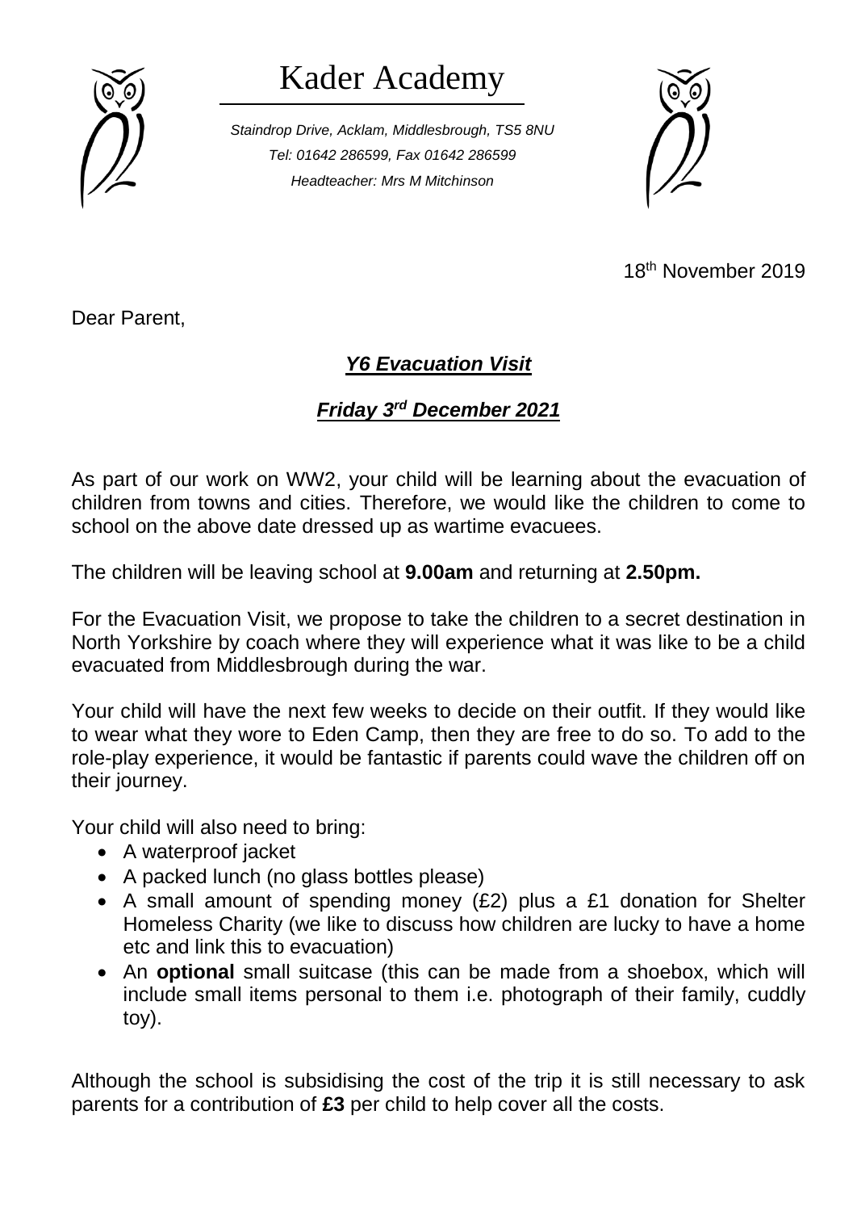# Kader Academy

*Staindrop Drive, Acklam, Middlesbrough, TS5 8NU*
*Tel: 01642 286599, Fax 01642 286599*
*Headteacher: Mrs M Mitchinson*

18th November 2019

Dear Parent,

## ***Y6 Evacuation Visit***

## ***Friday 3rd December 2021***

As part of our work on WW2, your child will be learning about the evacuation of children from towns and cities. Therefore, we would like the children to come to school on the above date dressed up as wartime evacuees.

The children will be leaving school at **9.00am** and returning at **2.50pm.**

For the Evacuation Visit, we propose to take the children to a secret destination in North Yorkshire by coach where they will experience what it was like to be a child evacuated from Middlesbrough during the war.

Your child will have the next few weeks to decide on their outfit. If they would like to wear what they wore to Eden Camp, then they are free to do so. To add to the role-play experience, it would be fantastic if parents could wave the children off on their journey.

Your child will also need to bring:

- A waterproof jacket
- A packed lunch (no glass bottles please)
- A small amount of spending money (£2) plus a £1 donation for Shelter Homeless Charity (we like to discuss how children are lucky to have a home etc and link this to evacuation)
- An **optional** small suitcase (this can be made from a shoebox, which will include small items personal to them i.e. photograph of their family, cuddly toy).

Although the school is subsidising the cost of the trip it is still necessary to ask parents for a contribution of **£3** per child to help cover all the costs.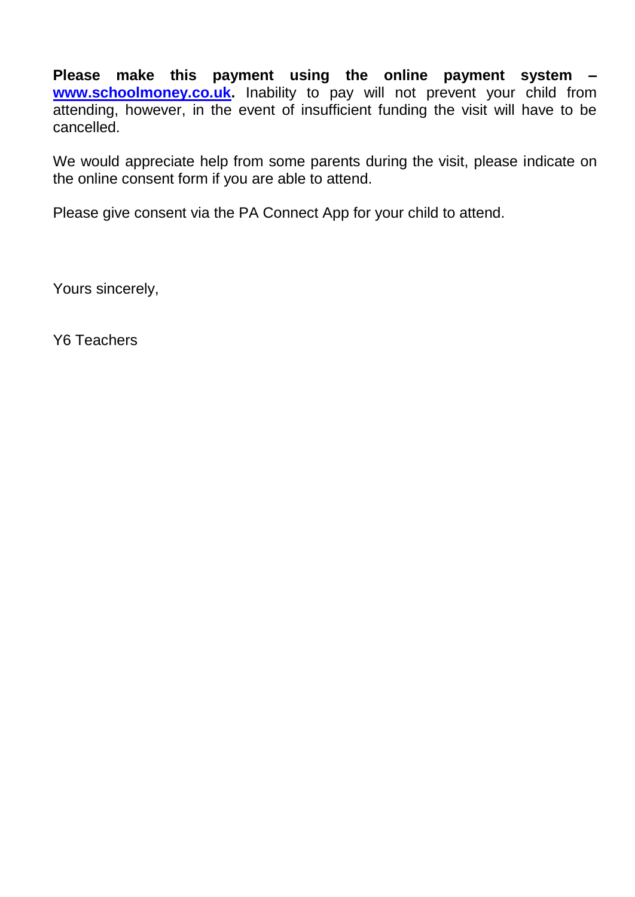**Please make this payment using the online payment system – www.schoolmoney.co.uk.** Inability to pay will not prevent your child from attending, however, in the event of insufficient funding the visit will have to be cancelled.

We would appreciate help from some parents during the visit, please indicate on the online consent form if you are able to attend.

Please give consent via the PA Connect App for your child to attend.

Yours sincerely,

Y6 Teachers